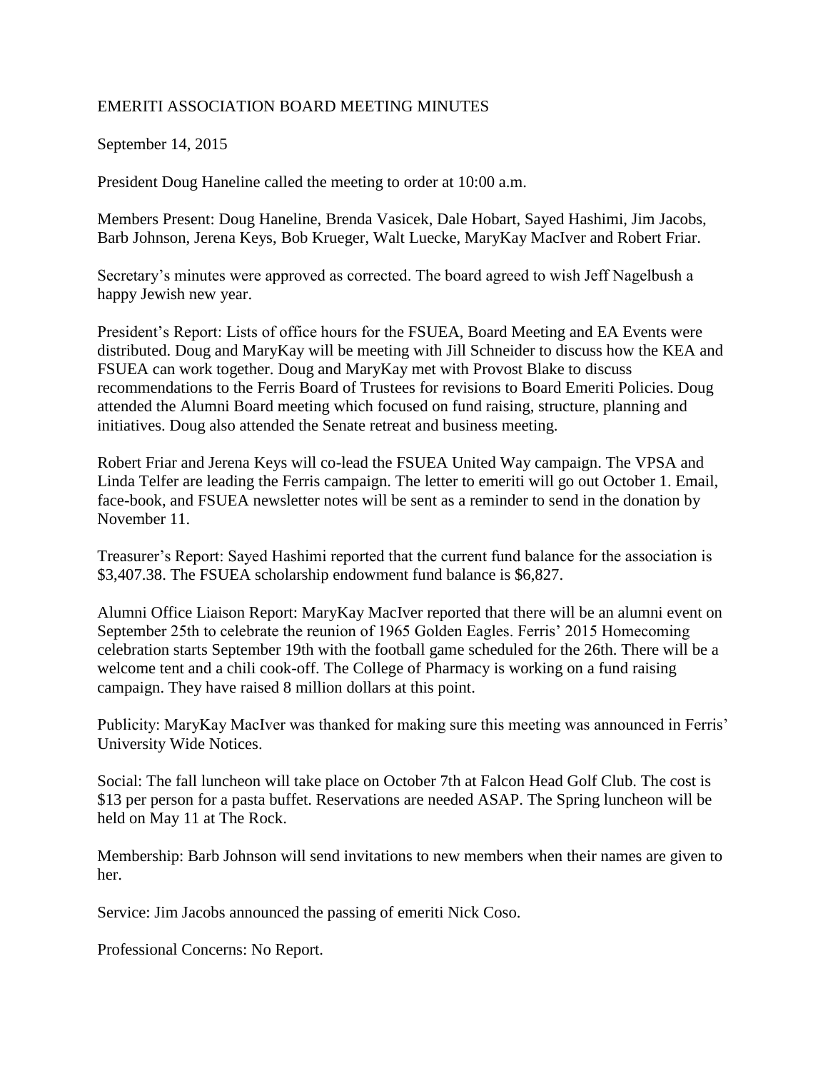# EMERITI ASSOCIATION BOARD MEETING MINUTES

September 14, 2015

President Doug Haneline called the meeting to order at 10:00 a.m.

Members Present: Doug Haneline, Brenda Vasicek, Dale Hobart, Sayed Hashimi, Jim Jacobs, Barb Johnson, Jerena Keys, Bob Krueger, Walt Luecke, MaryKay MacIver and Robert Friar.

Secretary's minutes were approved as corrected. The board agreed to wish Jeff Nagelbush a happy Jewish new year.

President's Report: Lists of office hours for the FSUEA, Board Meeting and EA Events were distributed. Doug and MaryKay will be meeting with Jill Schneider to discuss how the KEA and FSUEA can work together. Doug and MaryKay met with Provost Blake to discuss recommendations to the Ferris Board of Trustees for revisions to Board Emeriti Policies. Doug attended the Alumni Board meeting which focused on fund raising, structure, planning and initiatives. Doug also attended the Senate retreat and business meeting.

Robert Friar and Jerena Keys will co-lead the FSUEA United Way campaign. The VPSA and Linda Telfer are leading the Ferris campaign. The letter to emeriti will go out October 1. Email, face-book, and FSUEA newsletter notes will be sent as a reminder to send in the donation by November 11.

Treasurer's Report: Sayed Hashimi reported that the current fund balance for the association is $3,407.38. The FSUEA scholarship endowment fund balance is $6,827.

Alumni Office Liaison Report: MaryKay MacIver reported that there will be an alumni event on September 25th to celebrate the reunion of 1965 Golden Eagles. Ferris' 2015 Homecoming celebration starts September 19th with the football game scheduled for the 26th. There will be a welcome tent and a chili cook-off. The College of Pharmacy is working on a fund raising campaign. They have raised 8 million dollars at this point.

Publicity: MaryKay MacIver was thanked for making sure this meeting was announced in Ferris' University Wide Notices.

Social: The fall luncheon will take place on October 7th at Falcon Head Golf Club. The cost is $13 per person for a pasta buffet. Reservations are needed ASAP. The Spring luncheon will be held on May 11 at The Rock.

Membership: Barb Johnson will send invitations to new members when their names are given to her.

Service: Jim Jacobs announced the passing of emeriti Nick Coso.

Professional Concerns: No Report.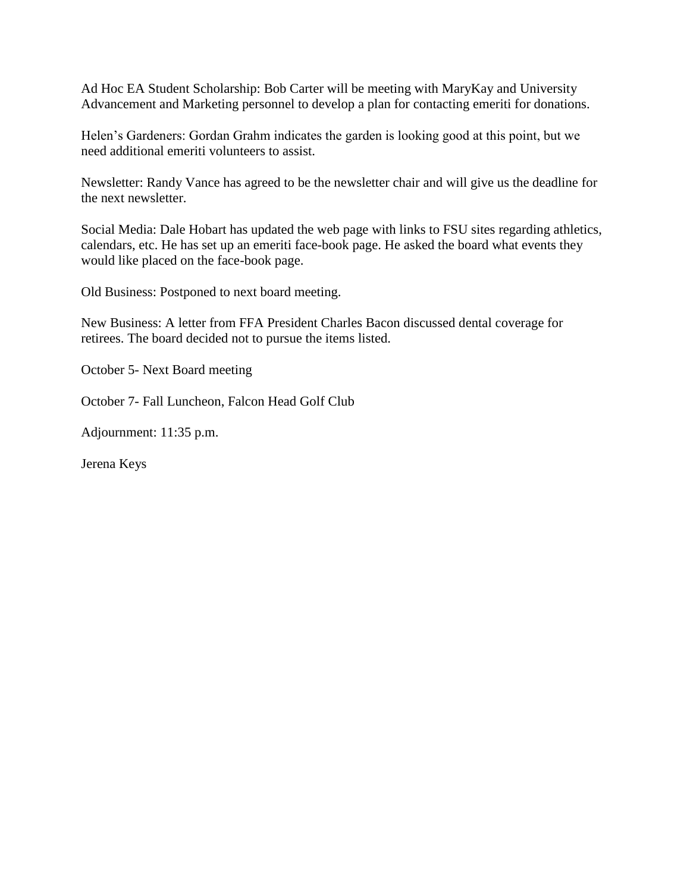Ad Hoc EA Student Scholarship: Bob Carter will be meeting with MaryKay and University Advancement and Marketing personnel to develop a plan for contacting emeriti for donations.

Helen's Gardeners: Gordan Grahm indicates the garden is looking good at this point, but we need additional emeriti volunteers to assist.

Newsletter: Randy Vance has agreed to be the newsletter chair and will give us the deadline for the next newsletter.

Social Media: Dale Hobart has updated the web page with links to FSU sites regarding athletics, calendars, etc. He has set up an emeriti face-book page. He asked the board what events they would like placed on the face-book page.

Old Business: Postponed to next board meeting.

New Business: A letter from FFA President Charles Bacon discussed dental coverage for retirees. The board decided not to pursue the items listed.

October 5- Next Board meeting

October 7- Fall Luncheon, Falcon Head Golf Club

Adjournment: 11:35 p.m.

Jerena Keys